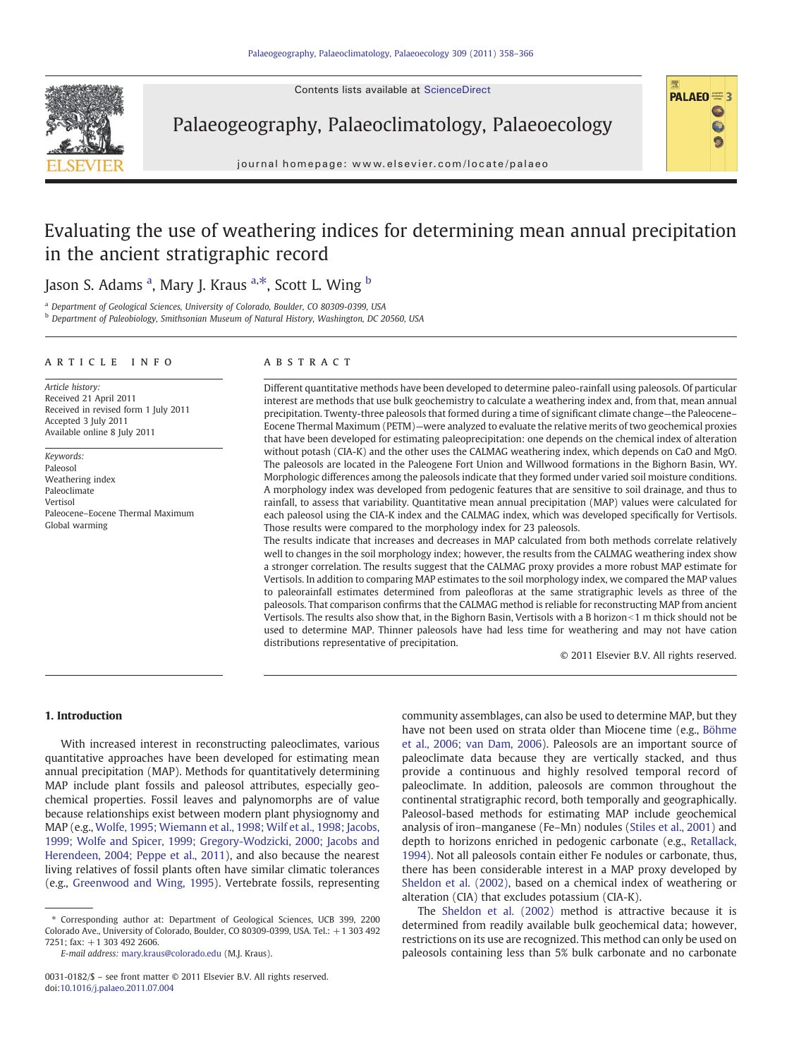# Evaluating the use of weathering indices for determining mean annual precipitation in the ancient stratigraphic record

Jason S. Adams [a], Mary J. Kraus [a,*], Scott L. Wing [b]

[a] Department of Geological Sciences, University of Colorado, Boulder, CO 80309-0399, USA

[b] Department of Paleobiology, Smithsonian Museum of Natural History, Washington, DC 20560, USA

## ARTICLE INFO

*Article history:*
Received 21 April 2011
Received in revised form 1 July 2011
Accepted 3 July 2011
Available online 8 July 2011

*Keywords:*
Paleosol
Weathering index
Paleoclimate
Vertisol
Paleocene–Eocene Thermal Maximum
Global warming

## ABSTRACT

Different quantitative methods have been developed to determine paleo-rainfall using paleosols. Of particular interest are methods that use bulk geochemistry to calculate a weathering index and, from that, mean annual precipitation. Twenty-three paleosols that formed during a time of significant climate change—the Paleocene–Eocene Thermal Maximum (PETM)—were analyzed to evaluate the relative merits of two geochemical proxies that have been developed for estimating paleoprecipitation: one depends on the chemical index of alteration without potash (CIA-K) and the other uses the CALMAG weathering index, which depends on CaO and MgO. The paleosols are located in the Paleogene Fort Union and Willwood formations in the Bighorn Basin, WY. Morphologic differences among the paleosols indicate that they formed under varied soil moisture conditions. A morphology index was developed from pedogenic features that are sensitive to soil drainage, and thus to rainfall, to assess that variability. Quantitative mean annual precipitation (MAP) values were calculated for each paleosol using the CIA-K index and the CALMAG index, which was developed specifically for Vertisols. Those results were compared to the morphology index for 23 paleosols.

The results indicate that increases and decreases in MAP calculated from both methods correlate relatively well to changes in the soil morphology index; however, the results from the CALMAG weathering index show a stronger correlation. The results suggest that the CALMAG proxy provides a more robust MAP estimate for Vertisols. In addition to comparing MAP estimates to the soil morphology index, we compared the MAP values to paleorainfall estimates determined from paleofloras at the same stratigraphic levels as three of the paleosols. That comparison confirms that the CALMAG method is reliable for reconstructing MAP from ancient Vertisols. The results also show that, in the Bighorn Basin, Vertisols with a B horizon < 1 m thick should not be used to determine MAP. Thinner paleosols have had less time for weathering and may not have cation distributions representative of precipitation.

© 2011 Elsevier B.V. All rights reserved.

## 1. Introduction

With increased interest in reconstructing paleoclimates, various quantitative approaches have been developed for estimating mean annual precipitation (MAP). Methods for quantitatively determining MAP include plant fossils and paleosol attributes, especially geochemical properties. Fossil leaves and palynomorphs are of value because relationships exist between modern plant physiognomy and MAP (e.g., Wolfe, 1995; Wiemann et al., 1998; Wilf et al., 1998; Jacobs, 1999; Wolfe and Spicer, 1999; Gregory-Wodzicki, 2000; Jacobs and Herendeen, 2004; Peppe et al., 2011), and also because the nearest living relatives of fossil plants often have similar climatic tolerances (e.g., Greenwood and Wing, 1995). Vertebrate fossils, representing community assemblages, can also be used to determine MAP, but they have not been used on strata older than Miocene time (e.g., Böhme et al., 2006; van Dam, 2006). Paleosols are an important source of paleoclimate data because they are vertically stacked, and thus provide a continuous and highly resolved temporal record of paleoclimate. In addition, paleosols are common throughout the continental stratigraphic record, both temporally and geographically. Paleosol-based methods for estimating MAP include geochemical analysis of iron–manganese (Fe–Mn) nodules (Stiles et al., 2001) and depth to horizons enriched in pedogenic carbonate (e.g., Retallack, 1994). Not all paleosols contain either Fe nodules or carbonate, thus, there has been considerable interest in a MAP proxy developed by Sheldon et al. (2002), based on a chemical index of weathering or alteration (CIA) that excludes potassium (CIA-K).

The Sheldon et al. (2002) method is attractive because it is determined from readily available bulk geochemical data; however, restrictions on its use are recognized. This method can only be used on paleosols containing less than 5% bulk carbonate and no carbonate

\* Corresponding author at: Department of Geological Sciences, UCB 399, 2200 Colorado Ave., University of Colorado, Boulder, CO 80309-0399, USA. Tel.: +1 303 492 7251; fax: +1 303 492 2606.

*E-mail address:* mary.kraus@colorado.edu (M.J. Kraus).

0031-0182/$ – see front matter © 2011 Elsevier B.V. All rights reserved.
doi:10.1016/j.palaeo.2011.07.004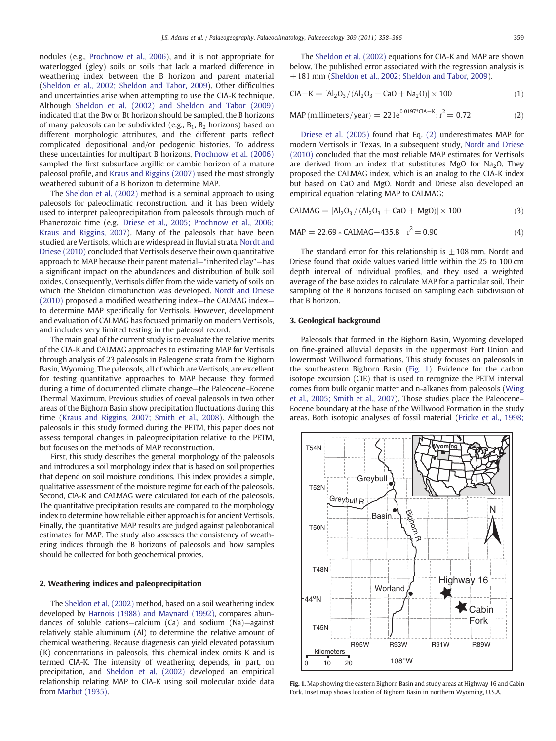nodules (e.g., Prochnow et al., 2006), and it is not appropriate for waterlogged (gley) soils or soils that lack a marked difference in weathering index between the B horizon and parent material (Sheldon et al., 2002; Sheldon and Tabor, 2009). Other difficulties and uncertainties arise when attempting to use the CIA-K technique. Although Sheldon et al. (2002) and Sheldon and Tabor (2009) indicated that the Bw or Bt horizon should be sampled, the B horizons of many paleosols can be subdivided (e.g., $B_1$, $B_2$ horizons) based on different morphologic attributes, and the different parts reflect complicated depositional and/or pedogenic histories. To address these uncertainties for multipart B horizons, Prochnow et al. (2006) sampled the first subsurface argillic or cambic horizon of a mature paleosol profile, and Kraus and Riggins (2007) used the most strongly weathered subunit of a B horizon to determine MAP.

The Sheldon et al. (2002) method is a seminal approach to using paleosols for paleoclimatic reconstruction, and it has been widely used to interpret paleoprecipitation from paleosols through much of Phanerozoic time (e.g., Driese et al., 2005; Prochnow et al., 2006; Kraus and Riggins, 2007). Many of the paleosols that have been studied are Vertisols, which are widespread in fluvial strata. Nordt and Driese (2010) concluded that Vertisols deserve their own quantitative approach to MAP because their parent material—"inherited clay"—has a significant impact on the abundances and distribution of bulk soil oxides. Consequently, Vertisols differ from the wide variety of soils on which the Sheldon climofunction was developed. Nordt and Driese (2010) proposed a modified weathering index—the CALMAG index—to determine MAP specifically for Vertisols. However, development and evaluation of CALMAG has focused primarily on modern Vertisols, and includes very limited testing in the paleosol record.

The main goal of the current study is to evaluate the relative merits of the CIA-K and CALMAG approaches to estimating MAP for Vertisols through analysis of 23 paleosols in Paleogene strata from the Bighorn Basin, Wyoming. The paleosols, all of which are Vertisols, are excellent for testing quantitative approaches to MAP because they formed during a time of documented climate change—the Paleocene–Eocene Thermal Maximum. Previous studies of coeval paleosols in two other areas of the Bighorn Basin show precipitation fluctuations during this time (Kraus and Riggins, 2007; Smith et al., 2008). Although the paleosols in this study formed during the PETM, this paper does not assess temporal changes in paleoprecipitation relative to the PETM, but focuses on the methods of MAP reconstruction.

First, this study describes the general morphology of the paleosols and introduces a soil morphology index that is based on soil properties that depend on soil moisture conditions. This index provides a simple, qualitative assessment of the moisture regime for each of the paleosols. Second, CIA-K and CALMAG were calculated for each of the paleosols. The quantitative precipitation results are compared to the morphology index to determine how reliable either approach is for ancient Vertisols. Finally, the quantitative MAP results are judged against paleobotanical estimates for MAP. The study also assesses the consistency of weathering indices through the B horizons of paleosols and how samples should be collected for both geochemical proxies.

## 2. Weathering indices and paleoprecipitation

The Sheldon et al. (2002) method, based on a soil weathering index developed by Harnois (1988) and Maynard (1992), compares abundances of soluble cations—calcium (Ca) and sodium (Na)—against relatively stable aluminum (Al) to determine the relative amount of chemical weathering. Because diagenesis can yield elevated potassium (K) concentrations in paleosols, this chemical index omits K and is termed CIA-K. The intensity of weathering depends, in part, on precipitation, and Sheldon et al. (2002) developed an empirical relationship relating MAP to CIA-K using soil molecular oxide data from Marbut (1935).

The Sheldon et al. (2002) equations for CIA-K and MAP are shown below. The published error associated with the regression analysis is ±181 mm (Sheldon et al., 2002; Sheldon and Tabor, 2009).

$$\text{CIA-K} = [Al_2O_3/(Al_2O_3 + CaO + Na_2O)] \times 100 \quad (1)$$

$$\text{MAP (millimeters/year)} = 221e^{0.0197*\text{CIA-K}};\ r^2 = 0.72 \quad (2)$$

Driese et al. (2005) found that Eq. (2) underestimates MAP for modern Vertisols in Texas. In a subsequent study, Nordt and Driese (2010) concluded that the most reliable MAP estimates for Vertisols are derived from an index that substitutes MgO for $Na_2O$. They proposed the CALMAG index, which is an analog to the CIA-K index but based on CaO and MgO. Nordt and Driese also developed an empirical equation relating MAP to CALMAG:

$$\text{CALMAG} = [Al_2O_3/(Al_2O_3 + CaO + MgO)] \times 100 \quad (3)$$

$$\text{MAP} = 22.69 * \text{CALMAG} - 435.8 \quad r^2 = 0.90 \quad (4)$$

The standard error for this relationship is ±108 mm. Nordt and Driese found that oxide values varied little within the 25 to 100 cm depth interval of individual profiles, and they used a weighted average of the base oxides to calculate MAP for a particular soil. Their sampling of the B horizons focused on sampling each subdivision of that B horizon.

## 3. Geological background

Paleosols that formed in the Bighorn Basin, Wyoming developed on fine-grained alluvial deposits in the uppermost Fort Union and lowermost Willwood formations. This study focuses on paleosols in the southeastern Bighorn Basin (Fig. 1). Evidence for the carbon isotope excursion (CIE) that is used to recognize the PETM interval comes from bulk organic matter and n-alkanes from paleosols (Wing et al., 2005; Smith et al., 2007). Those studies place the Paleocene–Eocene boundary at the base of the Willwood Formation in the study areas. Both isotopic analyses of fossil material (Fricke et al., 1998;

**Fig. 1.** Map showing the eastern Bighorn Basin and study areas at Highway 16 and Cabin Fork. Inset map shows location of Bighorn Basin in northern Wyoming, U.S.A.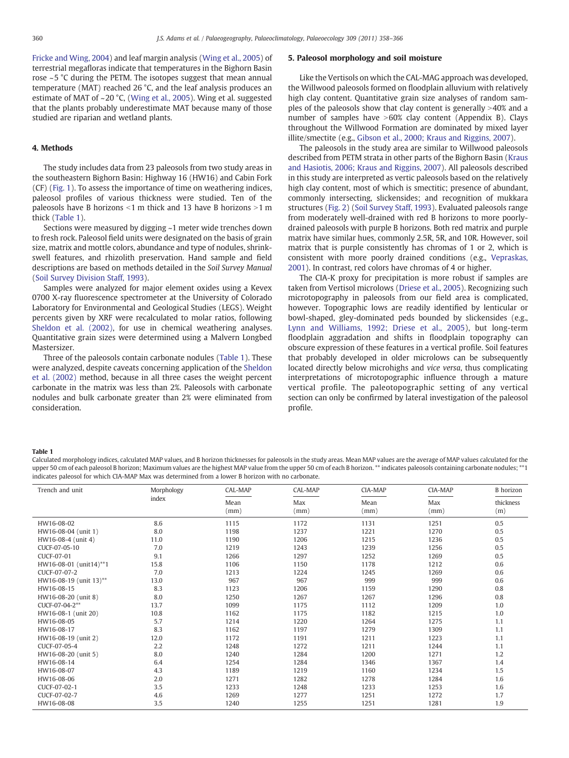Fricke and Wing, 2004) and leaf margin analysis (Wing et al., 2005) of terrestrial megafloras indicate that temperatures in the Bighorn Basin rose ~5 °C during the PETM. The isotopes suggest that mean annual temperature (MAT) reached 26 °C, and the leaf analysis produces an estimate of MAT of ~20 °C, (Wing et al., 2005). Wing et al. suggested that the plants probably underestimate MAT because many of those studied are riparian and wetland plants.

## 4. Methods

The study includes data from 23 paleosols from two study areas in the southeastern Bighorn Basin: Highway 16 (HW16) and Cabin Fork (CF) (Fig. 1). To assess the importance of time on weathering indices, paleosol profiles of various thickness were studied. Ten of the paleosols have B horizons <1 m thick and 13 have B horizons >1 m thick (Table 1).

Sections were measured by digging ~1 meter wide trenches down to fresh rock. Paleosol field units were designated on the basis of grain size, matrix and mottle colors, abundance and type of nodules, shrink-swell features, and rhizolith preservation. Hand sample and field descriptions are based on methods detailed in the *Soil Survey Manual* (Soil Survey Division Staff, 1993).

Samples were analyzed for major element oxides using a Kevex 0700 X-ray fluorescence spectrometer at the University of Colorado Laboratory for Environmental and Geological Studies (LEGS). Weight percents given by XRF were recalculated to molar ratios, following Sheldon et al. (2002), for use in chemical weathering analyses. Quantitative grain sizes were determined using a Malvern Longbed Mastersizer.

Three of the paleosols contain carbonate nodules (Table 1). These were analyzed, despite caveats concerning application of the Sheldon et al. (2002) method, because in all three cases the weight percent carbonate in the matrix was less than 2%. Paleosols with carbonate nodules and bulk carbonate greater than 2% were eliminated from consideration.

## 5. Paleosol morphology and soil moisture

Like the Vertisols on which the CAL-MAG approach was developed, the Willwood paleosols formed on floodplain alluvium with relatively high clay content. Quantitative grain size analyses of random samples of the paleosols show that clay content is generally >40% and a number of samples have >60% clay content (Appendix B). Clays throughout the Willwood Formation are dominated by mixed layer illite/smectite (e.g., Gibson et al., 2000; Kraus and Riggins, 2007).

The paleosols in the study area are similar to Willwood paleosols described from PETM strata in other parts of the Bighorn Basin (Kraus and Hasiotis, 2006; Kraus and Riggins, 2007). All paleosols described in this study are interpreted as vertic paleosols based on the relatively high clay content, most of which is smectitic; presence of abundant, commonly intersecting, slickensides; and recognition of mukkara structures (Fig. 2) (Soil Survey Staff, 1993). Evaluated paleosols range from moderately well-drained with red B horizons to more poorly-drained paleosols with purple B horizons. Both red matrix and purple matrix have similar hues, commonly 2.5R, 5R, and 10R. However, soil matrix that is purple consistently has chromas of 1 or 2, which is consistent with more poorly drained conditions (e.g., Vepraskas, 2001). In contrast, red colors have chromas of 4 or higher.

The CIA-K proxy for precipitation is more robust if samples are taken from Vertisol microlows (Driese et al., 2005). Recognizing such microtopography in paleosols from our field area is complicated, however. Topographic lows are readily identified by lenticular or bowl-shaped, gley-dominated peds bounded by slickensides (e.g., Lynn and Williams, 1992; Driese et al., 2005), but long-term floodplain aggradation and shifts in floodplain topography can obscure expression of these features in a vertical profile. Soil features that probably developed in older microlows can be subsequently located directly below microhighs and *vice versa*, thus complicating interpretations of microtopographic influence through a mature vertical profile. The paleotopographic setting of any vertical section can only be confirmed by lateral investigation of the paleosol profile.

**Table 1**
Calculated morphology indices, calculated MAP values, and B horizon thicknesses for paleosols in the study areas. Mean MAP values are the average of MAP values calculated for the upper 50 cm of each paleosol B horizon; Maximum values are the highest MAP value from the upper 50 cm of each B horizon. ** indicates paleosols containing carbonate nodules; **1 indicates paleosol for which CIA-MAP Max was determined from a lower B horizon with no carbonate.

| Trench and unit | Morphology index | CAL-MAP | CAL-MAP | CIA-MAP | CIA-MAP | B horizon |
|---|---|---|---|---|---|---|
| | | Mean (mm) | Max (mm) | Mean (mm) | Max (mm) | thickness (m) |
| HW16-08-02 | 8.6 | 1115 | 1172 | 1131 | 1251 | 0.5 |
| HW16-08-04 (unit 1) | 8.0 | 1198 | 1237 | 1221 | 1270 | 0.5 |
| HW16-08-4 (unit 4) | 11.0 | 1190 | 1206 | 1215 | 1236 | 0.5 |
| CUCF-07-05-10 | 7.0 | 1219 | 1243 | 1239 | 1256 | 0.5 |
| CUCF-07-01 | 9.1 | 1266 | 1297 | 1252 | 1269 | 0.5 |
| HW16-08-01 (unit14)**1 | 15.8 | 1106 | 1150 | 1178 | 1212 | 0.6 |
| CUCF-07-07-2 | 7.0 | 1213 | 1224 | 1245 | 1269 | 0.6 |
| HW16-08-19 (unit 13)** | 13.0 | 967 | 967 | 999 | 999 | 0.6 |
| HW16-08-15 | 8.3 | 1123 | 1206 | 1159 | 1290 | 0.8 |
| HW16-08-20 (unit 8) | 8.0 | 1250 | 1267 | 1267 | 1296 | 0.8 |
| CUCF-07-04-2** | 13.7 | 1099 | 1175 | 1112 | 1209 | 1.0 |
| HW16-08-1 (unit 20) | 10.8 | 1162 | 1175 | 1182 | 1215 | 1.0 |
| HW16-08-05 | 5.7 | 1214 | 1220 | 1264 | 1275 | 1.1 |
| HW16-08-17 | 8.3 | 1162 | 1197 | 1279 | 1309 | 1.1 |
| HW16-08-19 (unit 2) | 12.0 | 1172 | 1191 | 1211 | 1223 | 1.1 |
| CUCF-07-05-4 | 2.2 | 1248 | 1272 | 1211 | 1244 | 1.1 |
| HW16-08-20 (unit 5) | 8.0 | 1240 | 1284 | 1200 | 1271 | 1.2 |
| HW16-08-14 | 6.4 | 1254 | 1284 | 1346 | 1367 | 1.4 |
| HW16-08-07 | 4.3 | 1189 | 1219 | 1160 | 1234 | 1.5 |
| HW16-08-06 | 2.0 | 1271 | 1282 | 1278 | 1284 | 1.6 |
| CUCF-07-02-1 | 3.5 | 1233 | 1248 | 1233 | 1253 | 1.6 |
| CUCF-07-02-7 | 4.6 | 1269 | 1277 | 1251 | 1272 | 1.7 |
| HW16-08-08 | 3.5 | 1240 | 1255 | 1251 | 1281 | 1.9 |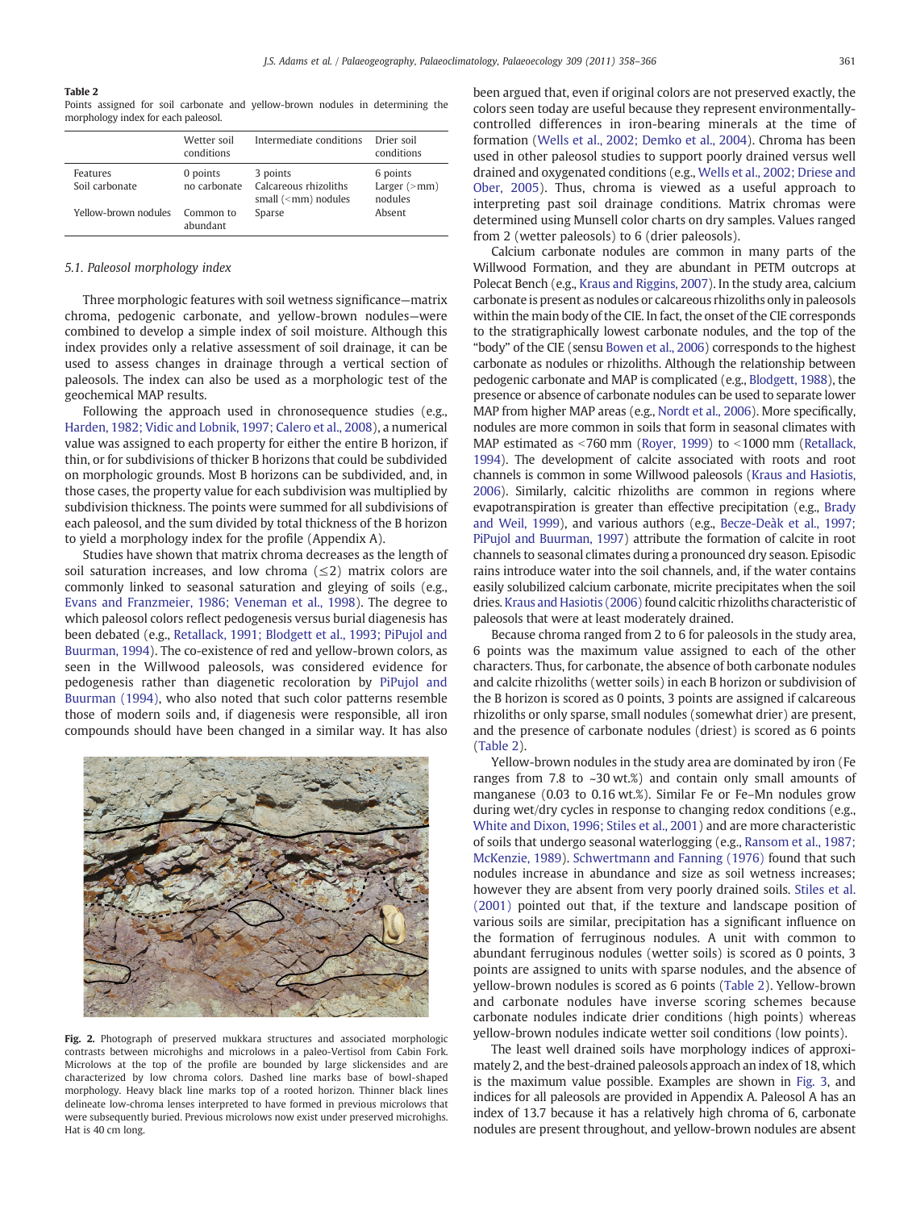**Table 2**
Points assigned for soil carbonate and yellow-brown nodules in determining the morphology index for each paleosol.

| | Wetter soil conditions | Intermediate conditions | Drier soil conditions |
|---|---|---|---|
| Features | 0 points | 3 points | 6 points |
| Soil carbonate | no carbonate | Calcareous rhizoliths small (<mm) nodules | Larger (>mm) nodules |
| Yellow-brown nodules | Common to abundant | Sparse | Absent |

### 5.1. Paleosol morphology index

Three morphologic features with soil wetness significance—matrix chroma, pedogenic carbonate, and yellow-brown nodules—were combined to develop a simple index of soil moisture. Although this index provides only a relative assessment of soil drainage, it can be used to assess changes in drainage through a vertical section of paleosols. The index can also be used as a morphologic test of the geochemical MAP results.

Following the approach used in chronosequence studies (e.g., Harden, 1982; Vidic and Lobnik, 1997; Calero et al., 2008), a numerical value was assigned to each property for either the entire B horizon, if thin, or for subdivisions of thicker B horizons that could be subdivided on morphologic grounds. Most B horizons can be subdivided, and, in those cases, the property value for each subdivision was multiplied by subdivision thickness. The points were summed for all subdivisions of each paleosol, and the sum divided by total thickness of the B horizon to yield a morphology index for the profile (Appendix A).

Studies have shown that matrix chroma decreases as the length of soil saturation increases, and low chroma (≤2) matrix colors are commonly linked to seasonal saturation and gleying of soils (e.g., Evans and Franzmeier, 1986; Veneman et al., 1998). The degree to which paleosol colors reflect pedogenesis versus burial diagenesis has been debated (e.g., Retallack, 1991; Blodgett et al., 1993; PiPujol and Buurman, 1994). The co-existence of red and yellow-brown colors, as seen in the Willwood paleosols, was considered evidence for pedogenesis rather than diagenetic recoloration by PiPujol and Buurman (1994), who also noted that such color patterns resemble those of modern soils and, if diagenesis were responsible, all iron compounds should have been changed in a similar way. It has also

**Fig. 2.** Photograph of preserved mukkara structures and associated morphologic contrasts between microhighs and microlows in a paleo-Vertisol from Cabin Fork. Microlows at the top of the profile are bounded by large slickensides and are characterized by low chroma colors. Dashed line marks base of bowl-shaped morphology. Heavy black line marks top of a rooted horizon. Thinner black lines delineate low-chroma lenses interpreted to have formed in previous microlows that were subsequently buried. Previous microlows now exist under preserved microhighs. Hat is 40 cm long.

been argued that, even if original colors are not preserved exactly, the colors seen today are useful because they represent environmentally-controlled differences in iron-bearing minerals at the time of formation (Wells et al., 2002; Demko et al., 2004). Chroma has been used in other paleosol studies to support poorly drained versus well drained and oxygenated conditions (e.g., Wells et al., 2002; Driese and Ober, 2005). Thus, chroma is viewed as a useful approach to interpreting past soil drainage conditions. Matrix chromas were determined using Munsell color charts on dry samples. Values ranged from 2 (wetter paleosols) to 6 (drier paleosols).

Calcium carbonate nodules are common in many parts of the Willwood Formation, and they are abundant in PETM outcrops at Polecat Bench (e.g., Kraus and Riggins, 2007). In the study area, calcium carbonate is present as nodules or calcareous rhizoliths only in paleosols within the main body of the CIE. In fact, the onset of the CIE corresponds to the stratigraphically lowest carbonate nodules, and the top of the "body" of the CIE (sensu Bowen et al., 2006) corresponds to the highest carbonate as nodules or rhizoliths. Although the relationship between pedogenic carbonate and MAP is complicated (e.g., Blodgett, 1988), the presence or absence of carbonate nodules can be used to separate lower MAP from higher MAP areas (e.g., Nordt et al., 2006). More specifically, nodules are more common in soils that form in seasonal climates with MAP estimated as <760 mm (Royer, 1999) to <1000 mm (Retallack, 1994). The development of calcite associated with roots and root channels is common in some Willwood paleosols (Kraus and Hasiotis, 2006). Similarly, calcitic rhizoliths are common in regions where evapotranspiration is greater than effective precipitation (e.g., Brady and Weil, 1999), and various authors (e.g., Becze-Deàk et al., 1997; PiPujol and Buurman, 1997) attribute the formation of calcite in root channels to seasonal climates during a pronounced dry season. Episodic rains introduce water into the soil channels, and, if the water contains easily solubilized calcium carbonate, micrite precipitates when the soil dries. Kraus and Hasiotis (2006) found calcitic rhizoliths characteristic of paleosols that were at least moderately drained.

Because chroma ranged from 2 to 6 for paleosols in the study area, 6 points was the maximum value assigned to each of the other characters. Thus, for carbonate, the absence of both carbonate nodules and calcite rhizoliths (wetter soils) in each B horizon or subdivision of the B horizon is scored as 0 points, 3 points are assigned if calcareous rhizoliths or only sparse, small nodules (somewhat drier) are present, and the presence of carbonate nodules (driest) is scored as 6 points (Table 2).

Yellow-brown nodules in the study area are dominated by iron (Fe ranges from 7.8 to ~30 wt.%) and contain only small amounts of manganese (0.03 to 0.16 wt.%). Similar Fe or Fe–Mn nodules grow during wet/dry cycles in response to changing redox conditions (e.g., White and Dixon, 1996; Stiles et al., 2001) and are more characteristic of soils that undergo seasonal waterlogging (e.g., Ransom et al., 1987; McKenzie, 1989). Schwertmann and Fanning (1976) found that such nodules increase in abundance and size as soil wetness increases; however they are absent from very poorly drained soils. Stiles et al. (2001) pointed out that, if the texture and landscape position of various soils are similar, precipitation has a significant influence on the formation of ferruginous nodules. A unit with common to abundant ferruginous nodules (wetter soils) is scored as 0 points, 3 points are assigned to units with sparse nodules, and the absence of yellow-brown nodules is scored as 6 points (Table 2). Yellow-brown and carbonate nodules have inverse scoring schemes because carbonate nodules indicate drier conditions (high points) whereas yellow-brown nodules indicate wetter soil conditions (low points).

The least well drained soils have morphology indices of approximately 2, and the best-drained paleosols approach an index of 18, which is the maximum value possible. Examples are shown in Fig. 3, and indices for all paleosols are provided in Appendix A. Paleosol A has an index of 13.7 because it has a relatively high chroma of 6, carbonate nodules are present throughout, and yellow-brown nodules are absent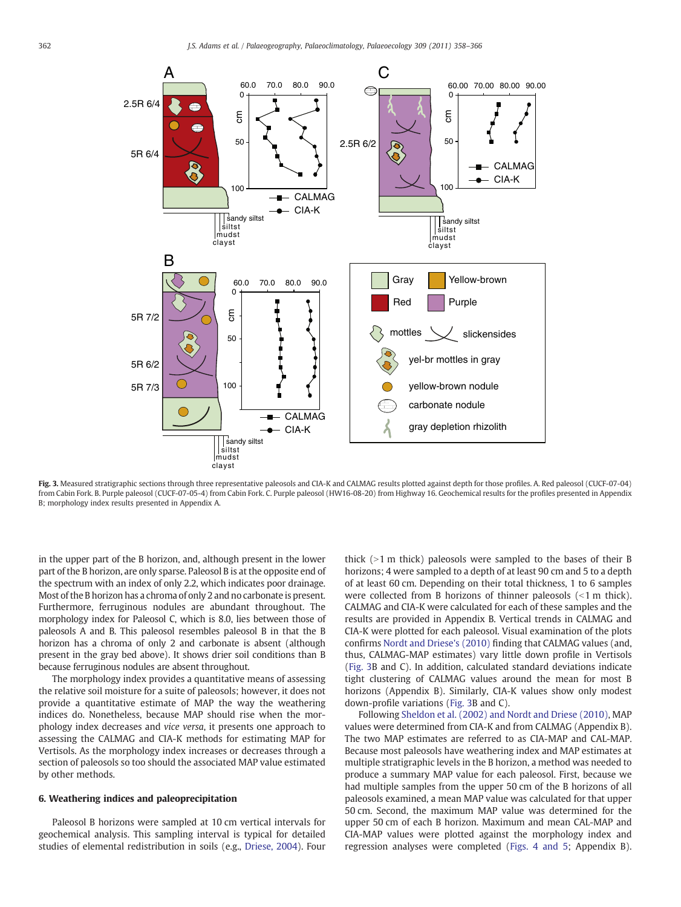Fig. 3. Measured stratigraphic sections through three representative paleosols and CIA-K and CALMAG results plotted against depth for those profiles. A. Red paleosol (CUCF-07-04) from Cabin Fork. B. Purple paleosol (CUCF-07-05-4) from Cabin Fork. C. Purple paleosol (HW16-08-20) from Highway 16. Geochemical results for the profiles presented in Appendix B; morphology index results presented in Appendix A.

in the upper part of the B horizon, and, although present in the lower part of the B horizon, are only sparse. Paleosol B is at the opposite end of the spectrum with an index of only 2.2, which indicates poor drainage. Most of the B horizon has a chroma of only 2 and no carbonate is present. Furthermore, ferruginous nodules are abundant throughout. The morphology index for Paleosol C, which is 8.0, lies between those of paleosols A and B. This paleosol resembles paleosol B in that the B horizon has a chroma of only 2 and carbonate is absent (although present in the gray bed above). It shows drier soil conditions than B because ferruginous nodules are absent throughout.

The morphology index provides a quantitative means of assessing the relative soil moisture for a suite of paleosols; however, it does not provide a quantitative estimate of MAP the way the weathering indices do. Nonetheless, because MAP should rise when the morphology index decreases and *vice versa*, it presents one approach to assessing the CALMAG and CIA-K methods for estimating MAP for Vertisols. As the morphology index increases or decreases through a section of paleosols so too should the associated MAP value estimated by other methods.

## 6. Weathering indices and paleoprecipitation

Paleosol B horizons were sampled at 10 cm vertical intervals for geochemical analysis. This sampling interval is typical for detailed studies of elemental redistribution in soils (e.g., Driese, 2004). Four thick (>1 m thick) paleosols were sampled to the bases of their B horizons; 4 were sampled to a depth of at least 90 cm and 5 to a depth of at least 60 cm. Depending on their total thickness, 1 to 6 samples were collected from B horizons of thinner paleosols (<1 m thick). CALMAG and CIA-K were calculated for each of these samples and the results are provided in Appendix B. Vertical trends in CALMAG and CIA-K were plotted for each paleosol. Visual examination of the plots confirms Nordt and Driese's (2010) finding that CALMAG values (and, thus, CALMAG-MAP estimates) vary little down profile in Vertisols (Fig. 3B and C). In addition, calculated standard deviations indicate tight clustering of CALMAG values around the mean for most B horizons (Appendix B). Similarly, CIA-K values show only modest down-profile variations (Fig. 3B and C).

Following Sheldon et al. (2002) and Nordt and Driese (2010), MAP values were determined from CIA-K and from CALMAG (Appendix B). The two MAP estimates are referred to as CIA-MAP and CAL-MAP. Because most paleosols have weathering index and MAP estimates at multiple stratigraphic levels in the B horizon, a method was needed to produce a summary MAP value for each paleosol. First, because we had multiple samples from the upper 50 cm of the B horizons of all paleosols examined, a mean MAP value was calculated for that upper 50 cm. Second, the maximum MAP value was determined for the upper 50 cm of each B horizon. Maximum and mean CAL-MAP and CIA-MAP values were plotted against the morphology index and regression analyses were completed (Figs. 4 and 5; Appendix B).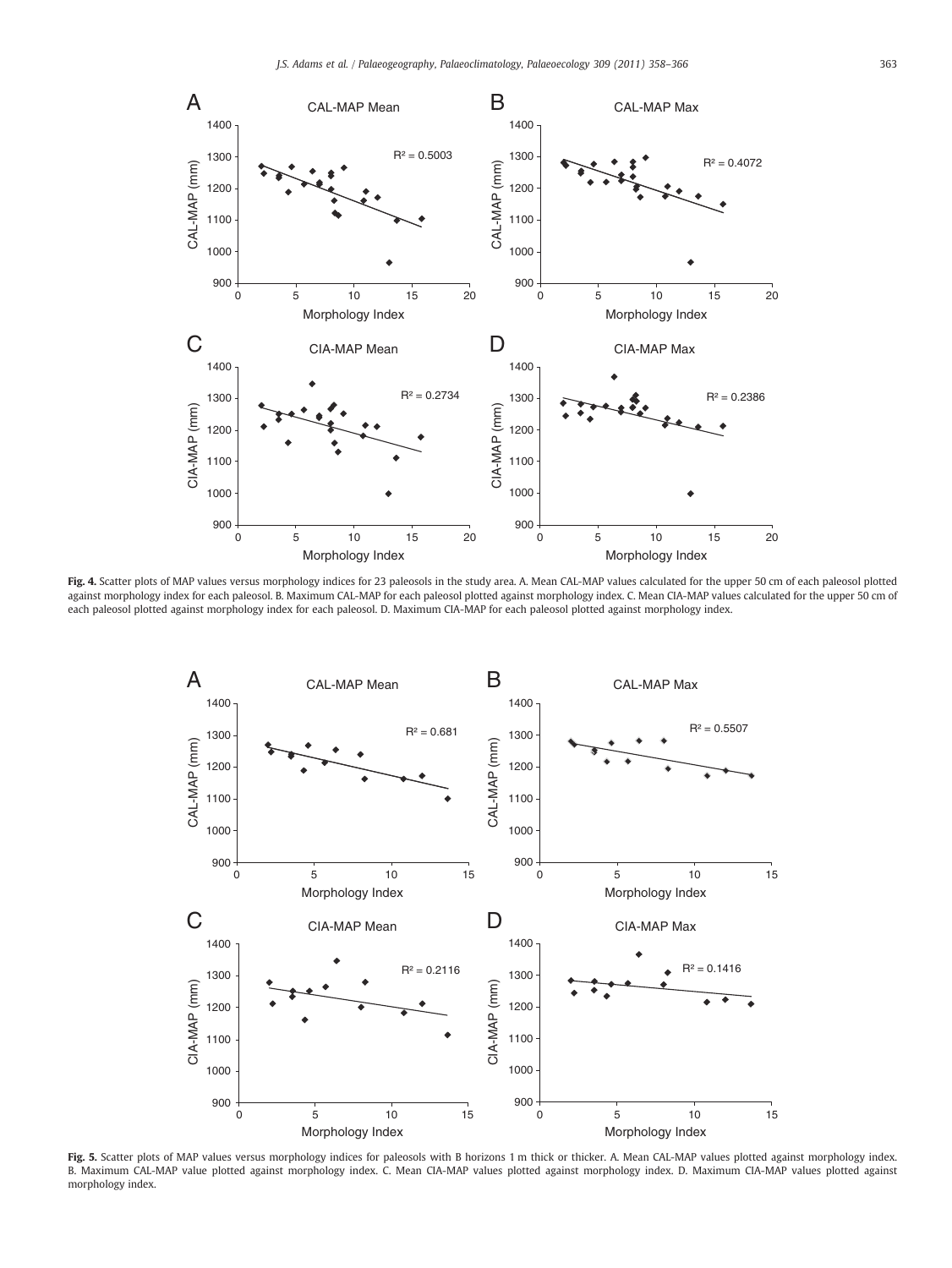**Fig. 4.** Scatter plots of MAP values versus morphology indices for 23 paleosols in the study area. A. Mean CAL-MAP values calculated for the upper 50 cm of each paleosol plotted against morphology index for each paleosol. B. Maximum CAL-MAP for each paleosol plotted against morphology index. C. Mean CIA-MAP values calculated for the upper 50 cm of each paleosol plotted against morphology index for each paleosol. D. Maximum CIA-MAP for each paleosol plotted against morphology index.

**Fig. 5.** Scatter plots of MAP values versus morphology indices for paleosols with B horizons 1 m thick or thicker. A. Mean CAL-MAP values plotted against morphology index. B. Maximum CAL-MAP value plotted against morphology index. C. Mean CIA-MAP values plotted against morphology index. D. Maximum CIA-MAP values plotted against morphology index.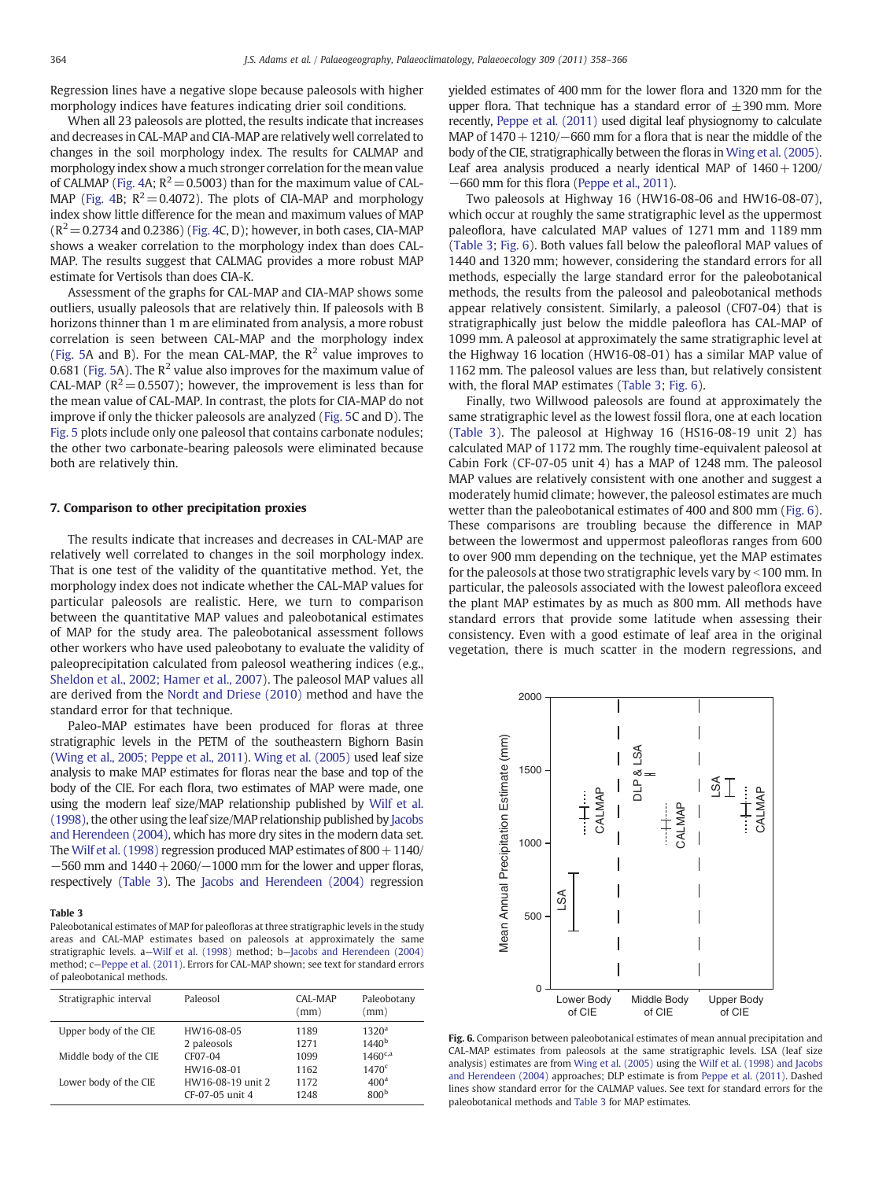Regression lines have a negative slope because paleosols with higher morphology indices have features indicating drier soil conditions.

When all 23 paleosols are plotted, the results indicate that increases and decreases in CAL-MAP and CIA-MAP are relatively well correlated to changes in the soil morphology index. The results for CALMAP and morphology index show a much stronger correlation for the mean value of CALMAP (Fig. 4A; $R^2=0.5003$) than for the maximum value of CAL-MAP (Fig. 4B; $R^2=0.4072$). The plots of CIA-MAP and morphology index show little difference for the mean and maximum values of MAP ($R^2=0.2734$ and 0.2386) (Fig. 4C, D); however, in both cases, CIA-MAP shows a weaker correlation to the morphology index than does CAL-MAP. The results suggest that CALMAG provides a more robust MAP estimate for Vertisols than does CIA-K.

Assessment of the graphs for CAL-MAP and CIA-MAP shows some outliers, usually paleosols that are relatively thin. If paleosols with B horizons thinner than 1 m are eliminated from analysis, a more robust correlation is seen between CAL-MAP and the morphology index (Fig. 5A and B). For the mean CAL-MAP, the $R^2$ value improves to 0.681 (Fig. 5A). The $R^2$ value also improves for the maximum value of CAL-MAP ($R^2=0.5507$); however, the improvement is less than for the mean value of CAL-MAP. In contrast, the plots for CIA-MAP do not improve if only the thicker paleosols are analyzed (Fig. 5C and D). The Fig. 5 plots include only one paleosol that contains carbonate nodules; the other two carbonate-bearing paleosols were eliminated because both are relatively thin.

## 7. Comparison to other precipitation proxies

The results indicate that increases and decreases in CAL-MAP are relatively well correlated to changes in the soil morphology index. That is one test of the validity of the quantitative method. Yet, the morphology index does not indicate whether the CAL-MAP values for particular paleosols are realistic. Here, we turn to comparison between the quantitative MAP values and paleobotanical estimates of MAP for the study area. The paleobotanical assessment follows other workers who have used paleobotany to evaluate the validity of paleoprecipitation calculated from paleosol weathering indices (e.g., Sheldon et al., 2002; Hamer et al., 2007). The paleosol MAP values all are derived from the Nordt and Driese (2010) method and have the standard error for that technique.

Paleo-MAP estimates have been produced for floras at three stratigraphic levels in the PETM of the southeastern Bighorn Basin (Wing et al., 2005; Peppe et al., 2011). Wing et al. (2005) used leaf size analysis to make MAP estimates for floras near the base and top of the body of the CIE. For each flora, two estimates of MAP were made, one using the modern leaf size/MAP relationship published by Wilf et al. (1998), the other using the leaf size/MAP relationship published by Jacobs and Herendeen (2004), which has more dry sites in the modern data set. The Wilf et al. (1998) regression produced MAP estimates of 800 + 1140/−560 mm and 1440 + 2060/−1000 mm for the lower and upper floras, respectively (Table 3). The Jacobs and Herendeen (2004) regression yielded estimates of 400 mm for the lower flora and 1320 mm for the upper flora. That technique has a standard error of ±390 mm. More recently, Peppe et al. (2011) used digital leaf physiognomy to calculate MAP of 1470 + 1210/−660 mm for a flora that is near the middle of the body of the CIE, stratigraphically between the floras in Wing et al. (2005). Leaf area analysis produced a nearly identical MAP of 1460 + 1200/−660 mm for this flora (Peppe et al., 2011).

Two paleosols at Highway 16 (HW16-08-06 and HW16-08-07), which occur at roughly the same stratigraphic level as the uppermost paleoflora, have calculated MAP values of 1271 mm and 1189 mm (Table 3; Fig. 6). Both values fall below the paleofloral MAP values of 1440 and 1320 mm; however, considering the standard errors for all methods, especially the large standard error for the paleobotanical methods, the results from the paleosol and paleobotanical methods appear relatively consistent. Similarly, a paleosol (CF07-04) that is stratigraphically just below the middle paleoflora has CAL-MAP of 1099 mm. A paleosol at approximately the same stratigraphic level at the Highway 16 location (HW16-08-01) has a similar MAP value of 1162 mm. The paleosol values are less than, but relatively consistent with, the floral MAP estimates (Table 3; Fig. 6).

Finally, two Willwood paleosols are found at approximately the same stratigraphic level as the lowest fossil flora, one at each location (Table 3). The paleosol at Highway 16 (HS16-08-19 unit 2) has calculated MAP of 1172 mm. The roughly time-equivalent paleosol at Cabin Fork (CF-07-05 unit 4) has a MAP of 1248 mm. The paleosol MAP values are relatively consistent with one another and suggest a moderately humid climate; however, the paleosol estimates are much wetter than the paleobotanical estimates of 400 and 800 mm (Fig. 6). These comparisons are troubling because the difference in MAP between the lowermost and uppermost paleofloras ranges from 600 to over 900 mm depending on the technique, yet the MAP estimates for the paleosols at those two stratigraphic levels vary by <100 mm. In particular, the paleosols associated with the lowest paleoflora exceed the plant MAP estimates by as much as 800 mm. All methods have standard errors that provide some latitude when assessing their consistency. Even with a good estimate of leaf area in the original vegetation, there is much scatter in the modern regressions, and

**Table 3**
Paleobotanical estimates of MAP for paleofloras at three stratigraphic levels in the study areas and CAL-MAP estimates based on paleosols at approximately the same stratigraphic levels. a—Wilf et al. (1998) method; b—Jacobs and Herendeen (2004) method; c—Peppe et al. (2011). Errors for CAL-MAP shown; see text for standard errors of paleobotanical methods.

| Stratigraphic interval | Paleosol | CAL-MAP (mm) | Paleobotany (mm) |
|---|---|---|---|
| Upper body of the CIE | HW16-08-05 | 1189 | 1320[a] |
| | 2 paleosols | 1271 | 1440[b] |
| Middle body of the CIE | CF07-04 | 1099 | 1460[c,a] |
| | HW16-08-01 | 1162 | 1470[c] |
| Lower body of the CIE | HW16-08-19 unit 2 | 1172 | 400[a] |
| | CF-07-05 unit 4 | 1248 | 800[b] |

**Fig. 6.** Comparison between paleobotanical estimates of mean annual precipitation and CAL-MAP estimates from paleosols at the same stratigraphic levels. LSA (leaf size analysis) estimates are from Wing et al. (2005) using the Wilf et al. (1998) and Jacobs and Herendeen (2004) approaches; DLP estimate is from Peppe et al. (2011). Dashed lines show standard error for the CALMAP values. See text for standard errors for the paleobotanical methods and Table 3 for MAP estimates.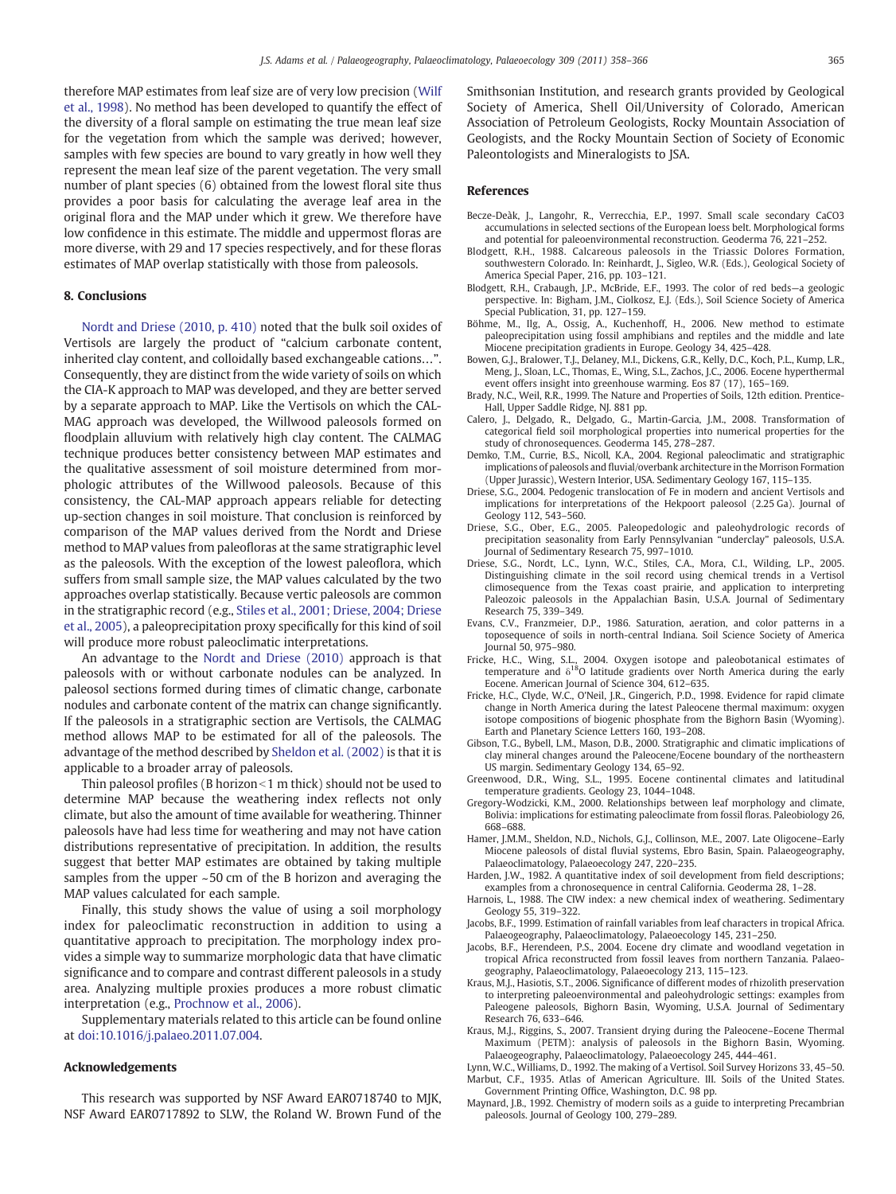therefore MAP estimates from leaf size are of very low precision (Wilf et al., 1998). No method has been developed to quantify the effect of the diversity of a floral sample on estimating the true mean leaf size for the vegetation from which the sample was derived; however, samples with few species are bound to vary greatly in how well they represent the mean leaf size of the parent vegetation. The very small number of plant species (6) obtained from the lowest floral site thus provides a poor basis for calculating the average leaf area in the original flora and the MAP under which it grew. We therefore have low confidence in this estimate. The middle and uppermost floras are more diverse, with 29 and 17 species respectively, and for these floras estimates of MAP overlap statistically with those from paleosols.

## 8. Conclusions

Nordt and Driese (2010, p. 410) noted that the bulk soil oxides of Vertisols are largely the product of "calcium carbonate content, inherited clay content, and colloidally based exchangeable cations…". Consequently, they are distinct from the wide variety of soils on which the CIA-K approach to MAP was developed, and they are better served by a separate approach to MAP. Like the Vertisols on which the CAL-MAG approach was developed, the Willwood paleosols formed on floodplain alluvium with relatively high clay content. The CALMAG technique produces better consistency between MAP estimates and the qualitative assessment of soil moisture determined from morphologic attributes of the Willwood paleosols. Because of this consistency, the CAL-MAP approach appears reliable for detecting up-section changes in soil moisture. That conclusion is reinforced by comparison of the MAP values derived from the Nordt and Driese method to MAP values from paleofloras at the same stratigraphic level as the paleosols. With the exception of the lowest paleoflora, which suffers from small sample size, the MAP values calculated by the two approaches overlap statistically. Because vertic paleosols are common in the stratigraphic record (e.g., Stiles et al., 2001; Driese, 2004; Driese et al., 2005), a paleoprecipitation proxy specifically for this kind of soil will produce more robust paleoclimatic interpretations.

An advantage to the Nordt and Driese (2010) approach is that paleosols with or without carbonate nodules can be analyzed. In paleosol sections formed during times of climatic change, carbonate nodules and carbonate content of the matrix can change significantly. If the paleosols in a stratigraphic section are Vertisols, the CALMAG method allows MAP to be estimated for all of the paleosols. The advantage of the method described by Sheldon et al. (2002) is that it is applicable to a broader array of paleosols.

Thin paleosol profiles (B horizon < 1 m thick) should not be used to determine MAP because the weathering index reflects not only climate, but also the amount of time available for weathering. Thinner paleosols have had less time for weathering and may not have cation distributions representative of precipitation. In addition, the results suggest that better MAP estimates are obtained by taking multiple samples from the upper ~50 cm of the B horizon and averaging the MAP values calculated for each sample.

Finally, this study shows the value of using a soil morphology index for paleoclimatic reconstruction in addition to using a quantitative approach to precipitation. The morphology index provides a simple way to summarize morphologic data that have climatic significance and to compare and contrast different paleosols in a study area. Analyzing multiple proxies produces a more robust climatic interpretation (e.g., Prochnow et al., 2006).

Supplementary materials related to this article can be found online at doi:10.1016/j.palaeo.2011.07.004.

## Acknowledgements

This research was supported by NSF Award EAR0718740 to MJK, NSF Award EAR0717892 to SLW, the Roland W. Brown Fund of the Smithsonian Institution, and research grants provided by Geological Society of America, Shell Oil/University of Colorado, American Association of Petroleum Geologists, Rocky Mountain Association of Geologists, and the Rocky Mountain Section of Society of Economic Paleontologists and Mineralogists to JSA.

## References

Becze-Deàk, J., Langohr, R., Verrecchia, E.P., 1997. Small scale secondary CaCO3 accumulations in selected sections of the European loess belt. Morphological forms and potential for paleoenvironmental reconstruction. Geoderma 76, 221–252.

Blodgett, R.H., 1988. Calcareous paleosols in the Triassic Dolores Formation, southwestern Colorado. In: Reinhardt, J., Sigleo, W.R. (Eds.), Geological Society of America Special Paper, 216, pp. 103–121.

Blodgett, R.H., Crabaugh, J.P., McBride, E.F., 1993. The color of red beds—a geologic perspective. In: Bigham, J.M., Ciolkosz, E.J. (Eds.), Soil Science Society of America Special Publication, 31, pp. 127–159.

Böhme, M., Ilg, A., Ossig, A., Kuchenhoff, H., 2006. New method to estimate paleoprecipitation using fossil amphibians and reptiles and the middle and late Miocene precipitation gradients in Europe. Geology 34, 425–428.

Bowen, G.J., Bralower, T.J., Delaney, M.L., Dickens, G.R., Kelly, D.C., Koch, P.L., Kump, L.R., Meng, J., Sloan, L.C., Thomas, E., Wing, S.L., Zachos, J.C., 2006. Eocene hyperthermal event offers insight into greenhouse warming. Eos 87 (17), 165–169.

Brady, N.C., Weil, R.R., 1999. The Nature and Properties of Soils, 12th edition. Prentice-Hall, Upper Saddle Ridge, NJ. 881 pp.

Calero, J., Delgado, R., Delgado, G., Martin-Garcia, J.M., 2008. Transformation of categorical field soil morphological properties into numerical properties for the study of chronosequences. Geoderma 145, 278–287.

Demko, T.M., Currie, B.S., Nicoll, K.A., 2004. Regional paleoclimatic and stratigraphic implications of paleosols and fluvial/overbank architecture in the Morrison Formation (Upper Jurassic), Western Interior, USA. Sedimentary Geology 167, 115–135.

Driese, S.G., 2004. Pedogenic translocation of Fe in modern and ancient Vertisols and implications for interpretations of the Hekpoort paleosol (2.25 Ga). Journal of Geology 112, 543–560.

Driese, S.G., Ober, E.G., 2005. Paleopedologic and paleohydrologic records of precipitation seasonality from Early Pennsylvanian "underclay" paleosols, U.S.A. Journal of Sedimentary Research 75, 997–1010.

Driese, S.G., Nordt, L.C., Lynn, W.C., Stiles, C.A., Mora, C.I., Wilding, L.P., 2005. Distinguishing climate in the soil record using chemical trends in a Vertisol climosequence from the Texas coast prairie, and application to interpreting Paleozoic paleosols in the Appalachian Basin, U.S.A. Journal of Sedimentary Research 75, 339–349.

Evans, C.V., Franzmeier, D.P., 1986. Saturation, aeration, and color patterns in a toposequence of soils in north-central Indiana. Soil Science Society of America Journal 50, 975–980.

Fricke, H.C., Wing, S.L., 2004. Oxygen isotope and paleobotanical estimates of temperature and $\delta^{18}O$ latitude gradients over North America during the early Eocene. American Journal of Science 304, 612–635.

Fricke, H.C., Clyde, W.C., O'Neil, J.R., Gingerich, P.D., 1998. Evidence for rapid climate change in North America during the latest Paleocene thermal maximum: oxygen isotope compositions of biogenic phosphate from the Bighorn Basin (Wyoming). Earth and Planetary Science Letters 160, 193–208.

Gibson, T.G., Bybell, L.M., Mason, D.B., 2000. Stratigraphic and climatic implications of clay mineral changes around the Paleocene/Eocene boundary of the northeastern US margin. Sedimentary Geology 134, 65–92.

Greenwood, D.R., Wing, S.L., 1995. Eocene continental climates and latitudinal temperature gradients. Geology 23, 1044–1048.

Gregory-Wodzicki, K.M., 2000. Relationships between leaf morphology and climate, Bolivia: implications for estimating paleoclimate from fossil floras. Paleobiology 26, 668–688.

Hamer, J.M.M., Sheldon, N.D., Nichols, G.J., Collinson, M.E., 2007. Late Oligocene–Early Miocene paleosols of distal fluvial systems, Ebro Basin, Spain. Palaeogeography, Palaeoclimatology, Palaeoecology 247, 220–235.

Harden, J.W., 1982. A quantitative index of soil development from field descriptions; examples from a chronosequence in central California. Geoderma 28, 1–28.

Harnois, L., 1988. The CIW index: a new chemical index of weathering. Sedimentary Geology 55, 319–322.

Jacobs, B.F., 1999. Estimation of rainfall variables from leaf characters in tropical Africa. Palaeogeography, Palaeoclimatology, Palaeoecology 145, 231–250.

Jacobs, B.F., Herendeen, P.S., 2004. Eocene dry climate and woodland vegetation in tropical Africa reconstructed from fossil leaves from northern Tanzania. Palaeogeography, Palaeoclimatology, Palaeoecology 213, 115–123.

Kraus, M.J., Hasiotis, S.T., 2006. Significance of different modes of rhizolith preservation to interpreting paleoenvironmental and paleohydrologic settings: examples from Paleogene paleosols, Bighorn Basin, Wyoming, U.S.A. Journal of Sedimentary Research 76, 633–646.

Kraus, M.J., Riggins, S., 2007. Transient drying during the Paleocene–Eocene Thermal Maximum (PETM): analysis of paleosols in the Bighorn Basin, Wyoming. Palaeogeography, Palaeoclimatology, Palaeoecology 245, 444–461.

Lynn, W.C., Williams, D., 1992. The making of a Vertisol. Soil Survey Horizons 33, 45–50.

Marbut, C.F., 1935. Atlas of American Agriculture. III. Soils of the United States. Government Printing Office, Washington, D.C. 98 pp.

Maynard, J.B., 1992. Chemistry of modern soils as a guide to interpreting Precambrian paleosols. Journal of Geology 100, 279–289.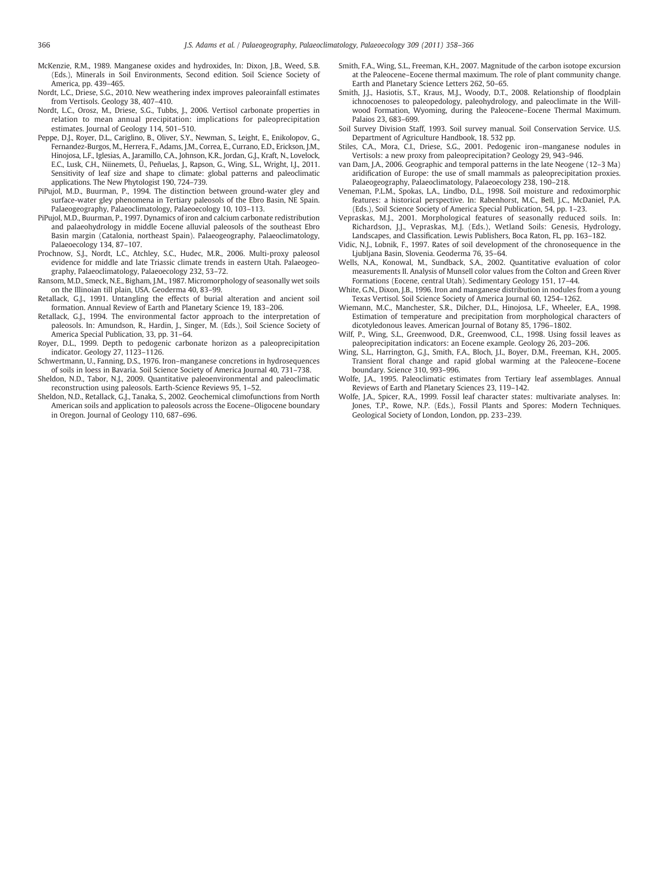McKenzie, R.M., 1989. Manganese oxides and hydroxides, In: Dixon, J.B., Weed, S.B. (Eds.), Minerals in Soil Environments, Second edition. Soil Science Society of America, pp. 439–465.

Nordt, L.C., Driese, S.G., 2010. New weathering index improves paleorainfall estimates from Vertisols. Geology 38, 407–410.

Nordt, L.C., Orosz, M., Driese, S.G., Tubbs, J., 2006. Vertisol carbonate properties in relation to mean annual precipitation: implications for paleoprecipitation estimates. Journal of Geology 114, 501–510.

Peppe, D.J., Royer, D.L., Cariglino, B., Oliver, S.Y., Newman, S., Leight, E., Enikolopov, G., Fernandez-Burgos, M., Herrera, F., Adams, J.M., Correa, E., Currano, E.D., Erickson, J.M., Hinojosa, L.F., Iglesias, A., Jaramillo, C.A., Johnson, K.R., Jordan, G.J., Kraft, N., Lovelock, E.C., Lusk, C.H., Niinemets, Ü., Peñuelas, J., Rapson, G., Wing, S.L., Wright, I.J., 2011. Sensitivity of leaf size and shape to climate: global patterns and paleoclimatic applications. The New Phytologist 190, 724–739.

PiPujol, M.D., Buurman, P., 1994. The distinction between ground-water gley and surface-water gley phenomena in Tertiary paleosols of the Ebro Basin, NE Spain. Palaeogeography, Palaeoclimatology, Palaeoecology 10, 103–113.

PiPujol, M.D., Buurman, P., 1997. Dynamics of iron and calcium carbonate redistribution and palaeohydrology in middle Eocene alluvial paleosols of the southeast Ebro Basin margin (Catalonia, northeast Spain). Palaeogeography, Palaeoclimatology, Palaeoecology 134, 87–107.

Prochnow, S.J., Nordt, L.C., Atchley, S.C., Hudec, M.R., 2006. Multi-proxy paleosol evidence for middle and late Triassic climate trends in eastern Utah. Palaeogeography, Palaeoclimatology, Palaeoecology 232, 53–72.

Ransom, M.D., Smeck, N.E., Bigham, J.M., 1987. Micromorphology of seasonally wet soils on the Illinoian till plain, USA. Geoderma 40, 83–99.

Retallack, G.J., 1991. Untangling the effects of burial alteration and ancient soil formation. Annual Review of Earth and Planetary Science 19, 183–206.

Retallack, G.J., 1994. The environmental factor approach to the interpretation of paleosols. In: Amundson, R., Hardin, J., Singer, M. (Eds.), Soil Science Society of America Special Publication, 33, pp. 31–64.

Royer, D.L., 1999. Depth to pedogenic carbonate horizon as a paleoprecipitation indicator. Geology 27, 1123–1126.

Schwertmann, U., Fanning, D.S., 1976. Iron–manganese concretions in hydrosequences of soils in loess in Bavaria. Soil Science Society of America Journal 40, 731–738.

Sheldon, N.D., Tabor, N.J., 2009. Quantitative paleoenvironmental and paleoclimatic reconstruction using paleosols. Earth-Science Reviews 95, 1–52.

Sheldon, N.D., Retallack, G.J., Tanaka, S., 2002. Geochemical climofunctions from North American soils and application to paleosols across the Eocene–Oligocene boundary in Oregon. Journal of Geology 110, 687–696.

Smith, F.A., Wing, S.L., Freeman, K.H., 2007. Magnitude of the carbon isotope excursion at the Paleocene–Eocene thermal maximum. The role of plant community change. Earth and Planetary Science Letters 262, 50–65.

Smith, J.J., Hasiotis, S.T., Kraus, M.J., Woody, D.T., 2008. Relationship of floodplain ichnocoenoses to paleopedology, paleohydrology, and paleoclimate in the Willwood Formation, Wyoming, during the Paleocene–Eocene Thermal Maximum. Palaios 23, 683–699.

Soil Survey Division Staff, 1993. Soil survey manual. Soil Conservation Service. U.S. Department of Agriculture Handbook, 18. 532 pp.

Stiles, C.A., Mora, C.I., Driese, S.G., 2001. Pedogenic iron–manganese nodules in Vertisols: a new proxy from paleoprecipitation? Geology 29, 943–946.

van Dam, J.A., 2006. Geographic and temporal patterns in the late Neogene (12–3 Ma) aridification of Europe: the use of small mammals as paleoprecipitation proxies. Palaeogeography, Palaeoclimatology, Palaeoecology 238, 190–218.

Veneman, P.L.M., Spokas, L.A., Lindbo, D.L., 1998. Soil moisture and redoximorphic features: a historical perspective. In: Rabenhorst, M.C., Bell, J.C., McDaniel, P.A. (Eds.), Soil Science Society of America Special Publication, 54, pp. 1–23.

Vepraskas, M.J., 2001. Morphological features of seasonally reduced soils. In: Richardson, J.J., Vepraskas, M.J. (Eds.), Wetland Soils: Genesis, Hydrology, Landscapes, and Classification. Lewis Publishers, Boca Raton, FL, pp. 163–182.

Vidic, N.J., Lobnik, F., 1997. Rates of soil development of the chronosequence in the Ljubljana Basin, Slovenia. Geoderma 76, 35–64.

Wells, N.A., Konowal, M., Sundback, S.A., 2002. Quantitative evaluation of color measurements II. Analysis of Munsell color values from the Colton and Green River Formations (Eocene, central Utah). Sedimentary Geology 151, 17–44.

White, G.N., Dixon, J.B., 1996. Iron and manganese distribution in nodules from a young Texas Vertisol. Soil Science Society of America Journal 60, 1254–1262.

Wiemann, M.C., Manchester, S.R., Dilcher, D.L., Hinojosa, L.F., Wheeler, E.A., 1998. Estimation of temperature and precipitation from morphological characters of dicotyledonous leaves. American Journal of Botany 85, 1796–1802.

Wilf, P., Wing, S.L., Greenwood, D.R., Greenwood, C.L., 1998. Using fossil leaves as paleoprecipitation indicators: an Eocene example. Geology 26, 203–206.

Wing, S.L., Harrington, G.J., Smith, F.A., Bloch, J.I., Boyer, D.M., Freeman, K.H., 2005. Transient floral change and rapid global warming at the Paleocene–Eocene boundary. Science 310, 993–996.

Wolfe, J.A., 1995. Paleoclimatic estimates from Tertiary leaf assemblages. Annual Reviews of Earth and Planetary Sciences 23, 119–142.

Wolfe, J.A., Spicer, R.A., 1999. Fossil leaf character states: multivariate analyses. In: Jones, T.P., Rowe, N.P. (Eds.), Fossil Plants and Spores: Modern Techniques. Geological Society of London, London, pp. 233–239.